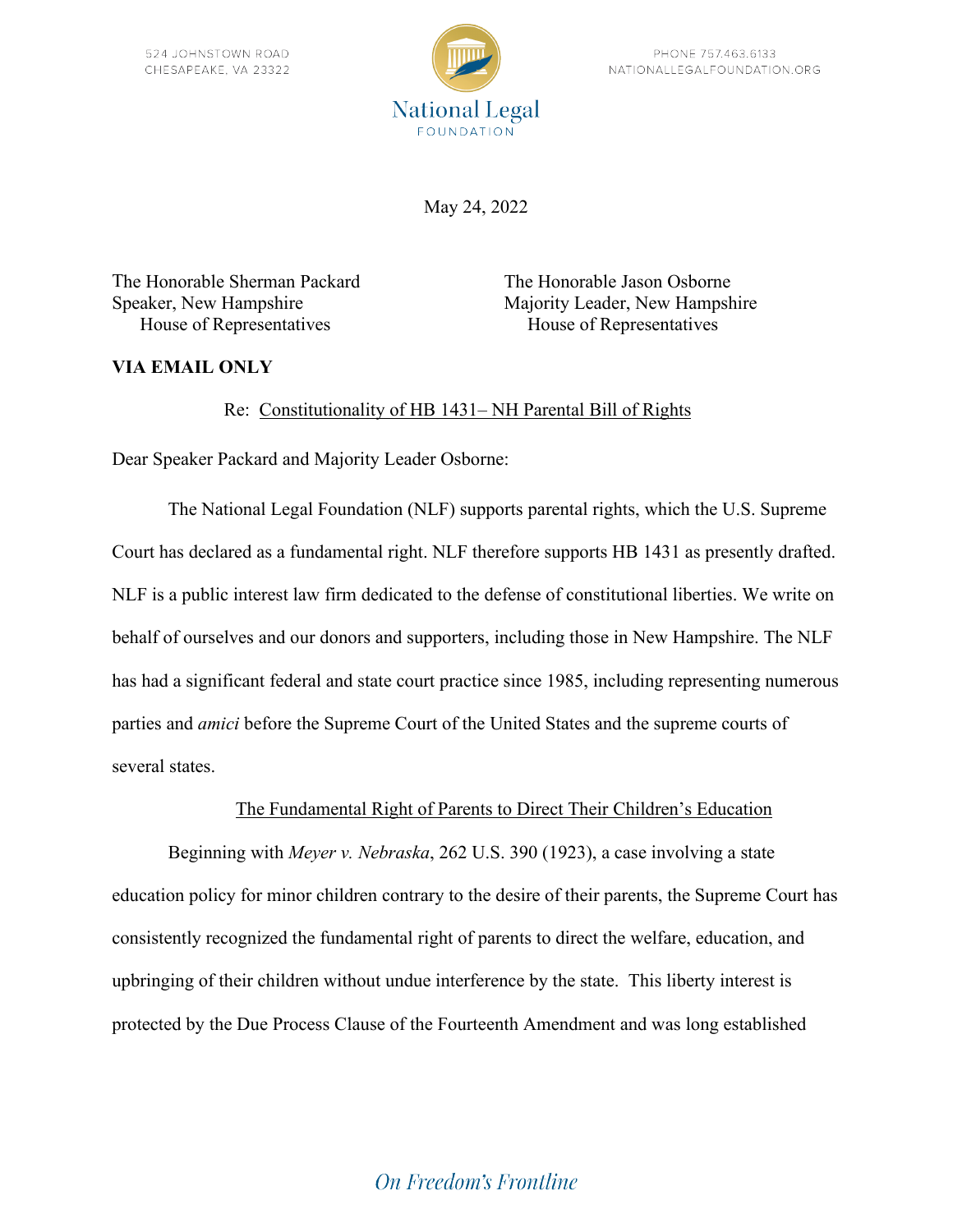524 JOHNSTOWN ROAD
CHESAPEAKE, VA 23322

National Legal
FOUNDATION

PHONE 757.463.6133
NATIONALLEGALFOUNDATION.ORG

May 24, 2022

The Honorable Sherman Packard
Speaker, New Hampshire
House of Representatives

The Honorable Jason Osborne
Majority Leader, New Hampshire
House of Representatives

**VIA EMAIL ONLY**

Re: Constitutionality of HB 1431– NH Parental Bill of Rights

Dear Speaker Packard and Majority Leader Osborne:

The National Legal Foundation (NLF) supports parental rights, which the U.S. Supreme Court has declared as a fundamental right. NLF therefore supports HB 1431 as presently drafted. NLF is a public interest law firm dedicated to the defense of constitutional liberties. We write on behalf of ourselves and our donors and supporters, including those in New Hampshire. The NLF has had a significant federal and state court practice since 1985, including representing numerous parties and *amici* before the Supreme Court of the United States and the supreme courts of several states.

## The Fundamental Right of Parents to Direct Their Children's Education

Beginning with *Meyer v. Nebraska*, 262 U.S. 390 (1923), a case involving a state education policy for minor children contrary to the desire of their parents, the Supreme Court has consistently recognized the fundamental right of parents to direct the welfare, education, and upbringing of their children without undue interference by the state. This liberty interest is protected by the Due Process Clause of the Fourteenth Amendment and was long established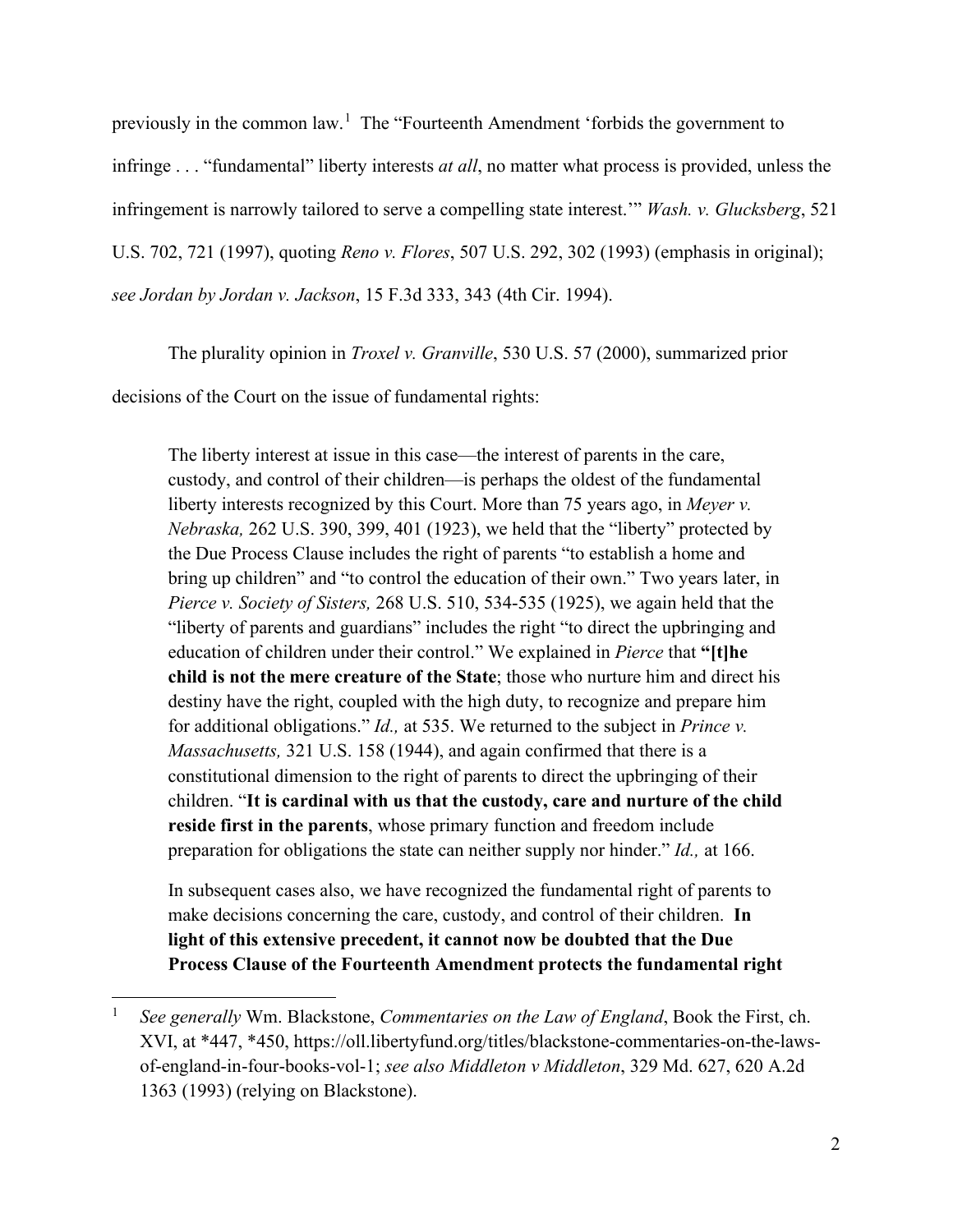previously in the common law.[1] The "Fourteenth Amendment 'forbids the government to infringe . . . "fundamental" liberty interests *at all*, no matter what process is provided, unless the infringement is narrowly tailored to serve a compelling state interest.'" *Wash. v. Glucksberg*, 521 U.S. 702, 721 (1997), quoting *Reno v. Flores*, 507 U.S. 292, 302 (1993) (emphasis in original); *see Jordan by Jordan v. Jackson*, 15 F.3d 333, 343 (4th Cir. 1994).

The plurality opinion in *Troxel v. Granville*, 530 U.S. 57 (2000), summarized prior decisions of the Court on the issue of fundamental rights:

> The liberty interest at issue in this case—the interest of parents in the care, custody, and control of their children—is perhaps the oldest of the fundamental liberty interests recognized by this Court. More than 75 years ago, in *Meyer v. Nebraska,* 262 U.S. 390, 399, 401 (1923), we held that the "liberty" protected by the Due Process Clause includes the right of parents "to establish a home and bring up children" and "to control the education of their own." Two years later, in *Pierce v. Society of Sisters,* 268 U.S. 510, 534-535 (1925), we again held that the "liberty of parents and guardians" includes the right "to direct the upbringing and education of children under their control." We explained in *Pierce* that **"[t]he child is not the mere creature of the State**; those who nurture him and direct his destiny have the right, coupled with the high duty, to recognize and prepare him for additional obligations." *Id.,* at 535. We returned to the subject in *Prince v. Massachusetts,* 321 U.S. 158 (1944), and again confirmed that there is a constitutional dimension to the right of parents to direct the upbringing of their children. "**It is cardinal with us that the custody, care and nurture of the child reside first in the parents**, whose primary function and freedom include preparation for obligations the state can neither supply nor hinder." *Id.,* at 166.
>
> In subsequent cases also, we have recognized the fundamental right of parents to make decisions concerning the care, custody, and control of their children. **In light of this extensive precedent, it cannot now be doubted that the Due Process Clause of the Fourteenth Amendment protects the fundamental right**

---

[1] *See generally* Wm. Blackstone, *Commentaries on the Law of England*, Book the First, ch. XVI, at *447, *450, https://oll.libertyfund.org/titles/blackstone-commentaries-on-the-laws-of-england-in-four-books-vol-1; *see also Middleton v Middleton*, 329 Md. 627, 620 A.2d 1363 (1993) (relying on Blackstone).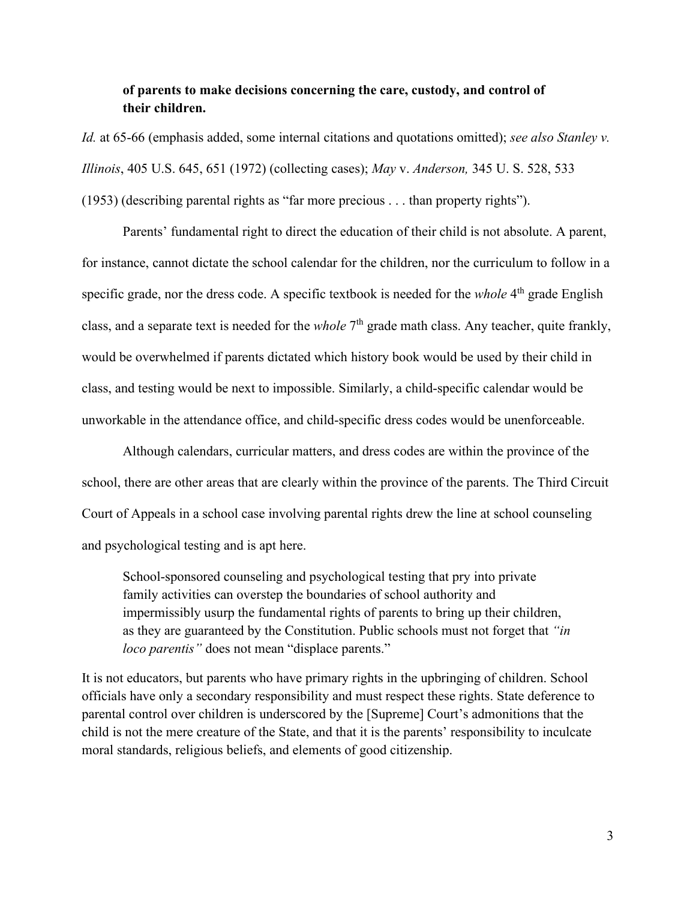> **of parents to make decisions concerning the care, custody, and control of their children.**

*Id.* at 65-66 (emphasis added, some internal citations and quotations omitted); *see also Stanley v. Illinois*, 405 U.S. 645, 651 (1972) (collecting cases); *May* v. *Anderson,* 345 U. S. 528, 533 (1953) (describing parental rights as "far more precious . . . than property rights").

Parents' fundamental right to direct the education of their child is not absolute. A parent, for instance, cannot dictate the school calendar for the children, nor the curriculum to follow in a specific grade, nor the dress code. A specific textbook is needed for the *whole* 4th grade English class, and a separate text is needed for the *whole* 7th grade math class. Any teacher, quite frankly, would be overwhelmed if parents dictated which history book would be used by their child in class, and testing would be next to impossible. Similarly, a child-specific calendar would be unworkable in the attendance office, and child-specific dress codes would be unenforceable.

Although calendars, curricular matters, and dress codes are within the province of the school, there are other areas that are clearly within the province of the parents. The Third Circuit Court of Appeals in a school case involving parental rights drew the line at school counseling and psychological testing and is apt here.

> School-sponsored counseling and psychological testing that pry into private family activities can overstep the boundaries of school authority and impermissibly usurp the fundamental rights of parents to bring up their children, as they are guaranteed by the Constitution. Public schools must not forget that *"in loco parentis"* does not mean "displace parents."

It is not educators, but parents who have primary rights in the upbringing of children. School officials have only a secondary responsibility and must respect these rights. State deference to parental control over children is underscored by the [Supreme] Court's admonitions that the child is not the mere creature of the State, and that it is the parents' responsibility to inculcate moral standards, religious beliefs, and elements of good citizenship.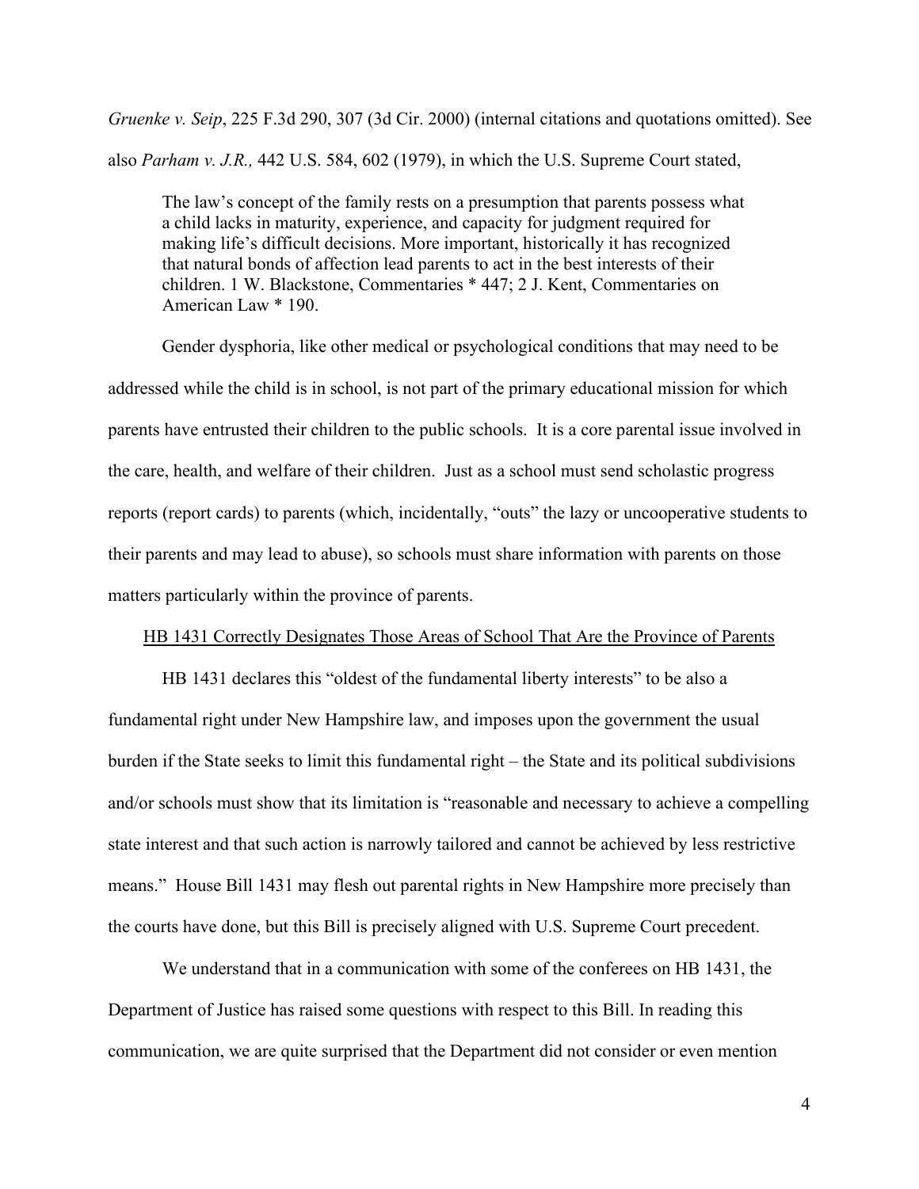*Gruenke v. Seip*, 225 F.3d 290, 307 (3d Cir. 2000) (internal citations and quotations omitted). See also *Parham v. J.R.,* 442 U.S. 584, 602 (1979), in which the U.S. Supreme Court stated,

> The law's concept of the family rests on a presumption that parents possess what a child lacks in maturity, experience, and capacity for judgment required for making life's difficult decisions. More important, historically it has recognized that natural bonds of affection lead parents to act in the best interests of their children. 1 W. Blackstone, Commentaries * 447; 2 J. Kent, Commentaries on American Law * 190.

Gender dysphoria, like other medical or psychological conditions that may need to be addressed while the child is in school, is not part of the primary educational mission for which parents have entrusted their children to the public schools. It is a core parental issue involved in the care, health, and welfare of their children. Just as a school must send scholastic progress reports (report cards) to parents (which, incidentally, "outs" the lazy or uncooperative students to their parents and may lead to abuse), so schools must share information with parents on those matters particularly within the province of parents.

<u>HB 1431 Correctly Designates Those Areas of School That Are the Province of Parents</u>

HB 1431 declares this "oldest of the fundamental liberty interests" to be also a fundamental right under New Hampshire law, and imposes upon the government the usual burden if the State seeks to limit this fundamental right – the State and its political subdivisions and/or schools must show that its limitation is "reasonable and necessary to achieve a compelling state interest and that such action is narrowly tailored and cannot be achieved by less restrictive means." House Bill 1431 may flesh out parental rights in New Hampshire more precisely than the courts have done, but this Bill is precisely aligned with U.S. Supreme Court precedent.

We understand that in a communication with some of the conferees on HB 1431, the Department of Justice has raised some questions with respect to this Bill. In reading this communication, we are quite surprised that the Department did not consider or even mention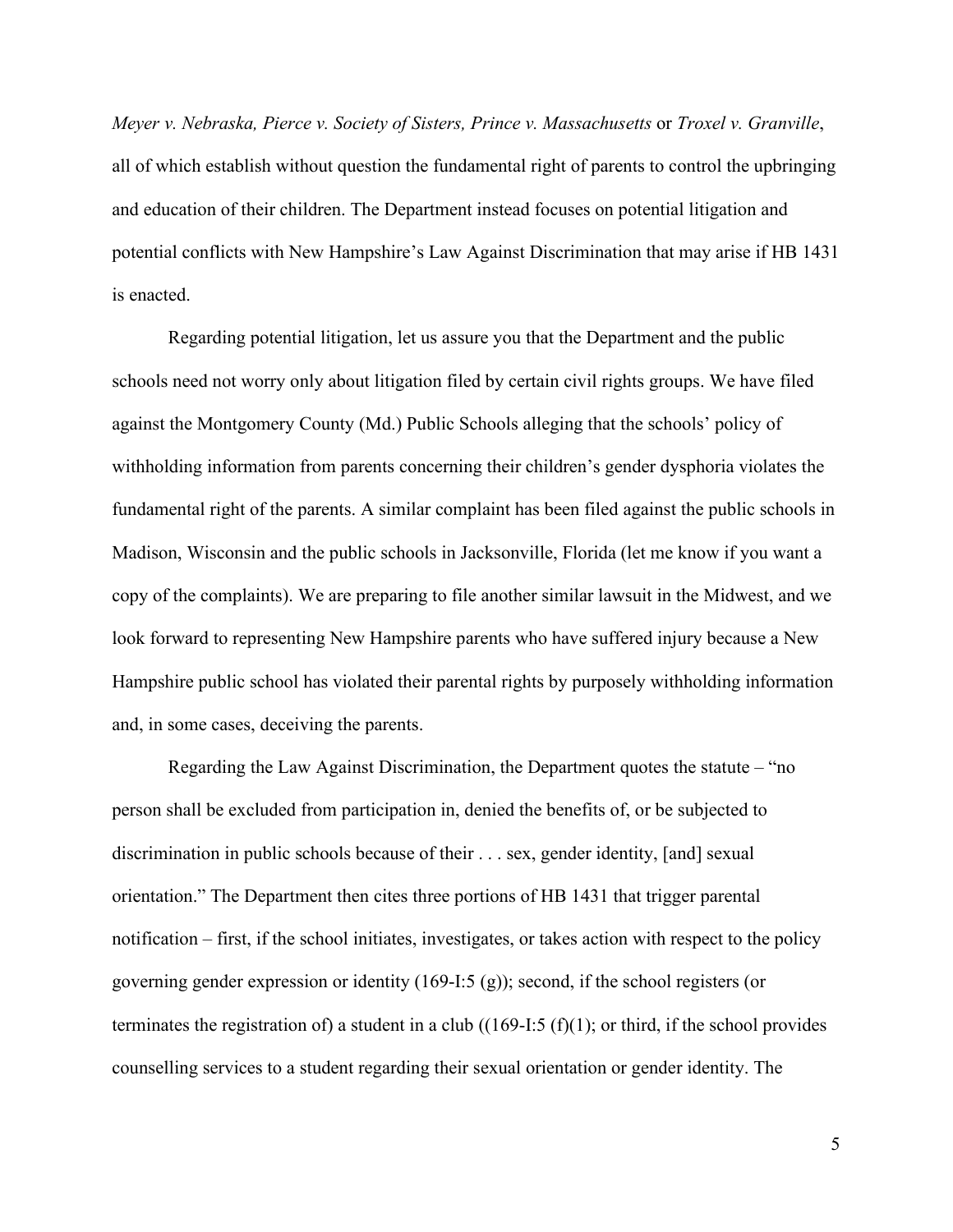*Meyer v. Nebraska, Pierce v. Society of Sisters, Prince v. Massachusetts* or *Troxel v. Granville*, all of which establish without question the fundamental right of parents to control the upbringing and education of their children. The Department instead focuses on potential litigation and potential conflicts with New Hampshire's Law Against Discrimination that may arise if HB 1431 is enacted.

Regarding potential litigation, let us assure you that the Department and the public schools need not worry only about litigation filed by certain civil rights groups. We have filed against the Montgomery County (Md.) Public Schools alleging that the schools' policy of withholding information from parents concerning their children's gender dysphoria violates the fundamental right of the parents. A similar complaint has been filed against the public schools in Madison, Wisconsin and the public schools in Jacksonville, Florida (let me know if you want a copy of the complaints). We are preparing to file another similar lawsuit in the Midwest, and we look forward to representing New Hampshire parents who have suffered injury because a New Hampshire public school has violated their parental rights by purposely withholding information and, in some cases, deceiving the parents.

Regarding the Law Against Discrimination, the Department quotes the statute – "no person shall be excluded from participation in, denied the benefits of, or be subjected to discrimination in public schools because of their . . . sex, gender identity, [and] sexual orientation." The Department then cites three portions of HB 1431 that trigger parental notification – first, if the school initiates, investigates, or takes action with respect to the policy governing gender expression or identity (169-I:5 (g)); second, if the school registers (or terminates the registration of) a student in a club ((169-I:5 (f)(1); or third, if the school provides counselling services to a student regarding their sexual orientation or gender identity. The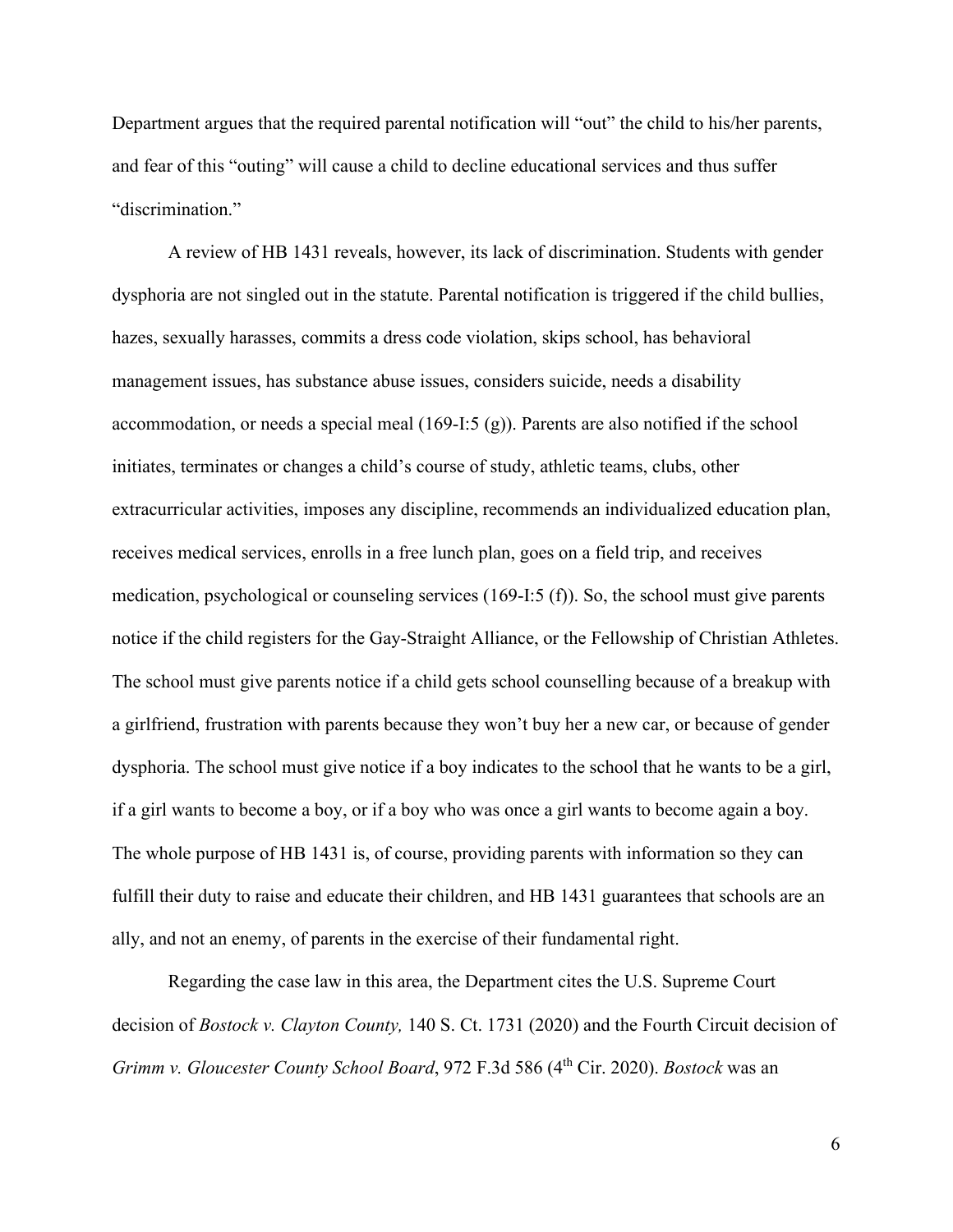Department argues that the required parental notification will "out" the child to his/her parents, and fear of this "outing" will cause a child to decline educational services and thus suffer "discrimination."

A review of HB 1431 reveals, however, its lack of discrimination. Students with gender dysphoria are not singled out in the statute. Parental notification is triggered if the child bullies, hazes, sexually harasses, commits a dress code violation, skips school, has behavioral management issues, has substance abuse issues, considers suicide, needs a disability accommodation, or needs a special meal (169-I:5 (g)). Parents are also notified if the school initiates, terminates or changes a child's course of study, athletic teams, clubs, other extracurricular activities, imposes any discipline, recommends an individualized education plan, receives medical services, enrolls in a free lunch plan, goes on a field trip, and receives medication, psychological or counseling services (169-I:5 (f)). So, the school must give parents notice if the child registers for the Gay-Straight Alliance, or the Fellowship of Christian Athletes. The school must give parents notice if a child gets school counselling because of a breakup with a girlfriend, frustration with parents because they won't buy her a new car, or because of gender dysphoria. The school must give notice if a boy indicates to the school that he wants to be a girl, if a girl wants to become a boy, or if a boy who was once a girl wants to become again a boy. The whole purpose of HB 1431 is, of course, providing parents with information so they can fulfill their duty to raise and educate their children, and HB 1431 guarantees that schools are an ally, and not an enemy, of parents in the exercise of their fundamental right.

Regarding the case law in this area, the Department cites the U.S. Supreme Court decision of *Bostock v. Clayton County,* 140 S. Ct. 1731 (2020) and the Fourth Circuit decision of *Grimm v. Gloucester County School Board*, 972 F.3d 586 (4th Cir. 2020). *Bostock* was an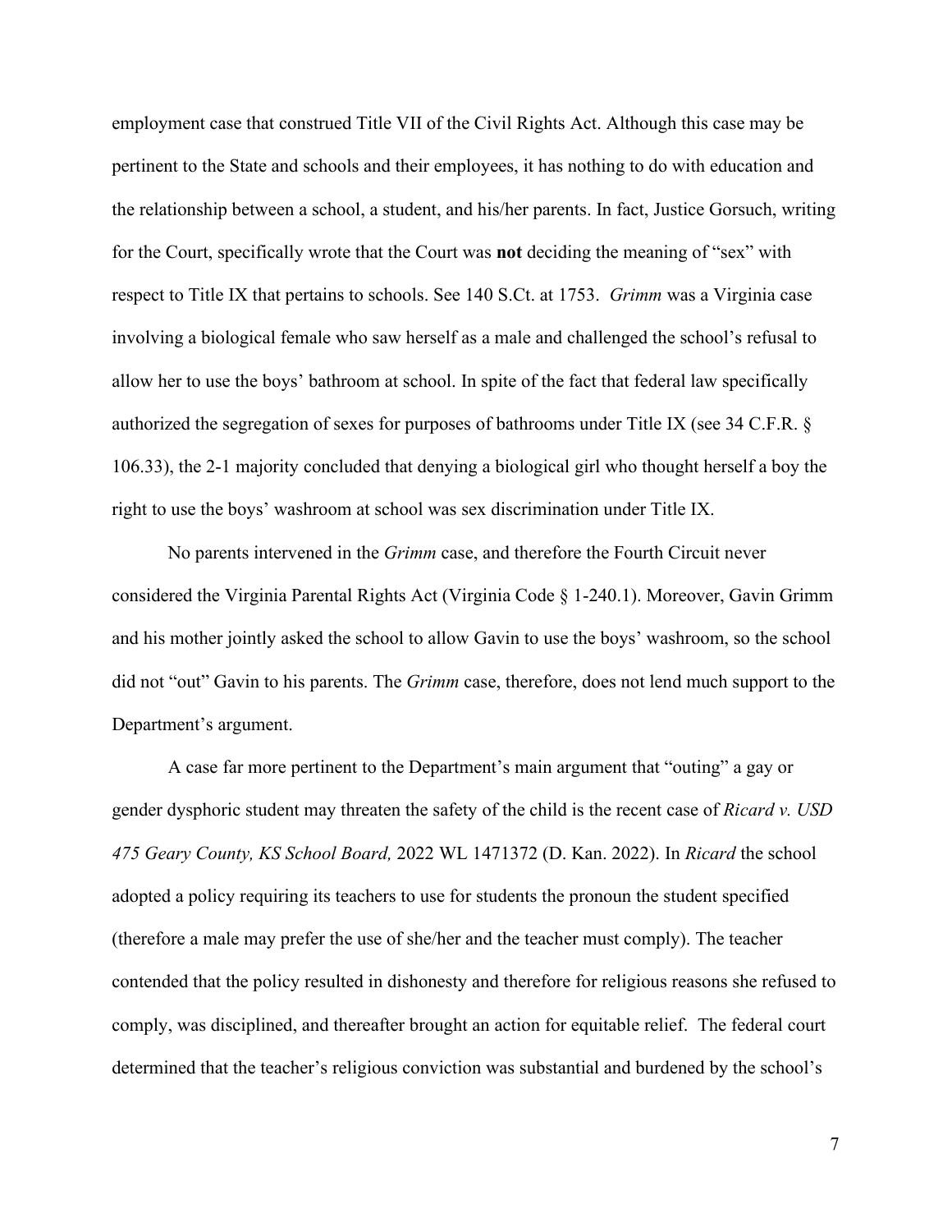employment case that construed Title VII of the Civil Rights Act. Although this case may be pertinent to the State and schools and their employees, it has nothing to do with education and the relationship between a school, a student, and his/her parents. In fact, Justice Gorsuch, writing for the Court, specifically wrote that the Court was **not** deciding the meaning of "sex" with respect to Title IX that pertains to schools. See 140 S.Ct. at 1753. *Grimm* was a Virginia case involving a biological female who saw herself as a male and challenged the school's refusal to allow her to use the boys' bathroom at school. In spite of the fact that federal law specifically authorized the segregation of sexes for purposes of bathrooms under Title IX (see 34 C.F.R. § 106.33), the 2-1 majority concluded that denying a biological girl who thought herself a boy the right to use the boys' washroom at school was sex discrimination under Title IX.

No parents intervened in the *Grimm* case, and therefore the Fourth Circuit never considered the Virginia Parental Rights Act (Virginia Code § 1-240.1). Moreover, Gavin Grimm and his mother jointly asked the school to allow Gavin to use the boys' washroom, so the school did not "out" Gavin to his parents. The *Grimm* case, therefore, does not lend much support to the Department's argument.

A case far more pertinent to the Department's main argument that "outing" a gay or gender dysphoric student may threaten the safety of the child is the recent case of *Ricard v. USD 475 Geary County, KS School Board,* 2022 WL 1471372 (D. Kan. 2022). In *Ricard* the school adopted a policy requiring its teachers to use for students the pronoun the student specified (therefore a male may prefer the use of she/her and the teacher must comply). The teacher contended that the policy resulted in dishonesty and therefore for religious reasons she refused to comply, was disciplined, and thereafter brought an action for equitable relief. The federal court determined that the teacher's religious conviction was substantial and burdened by the school's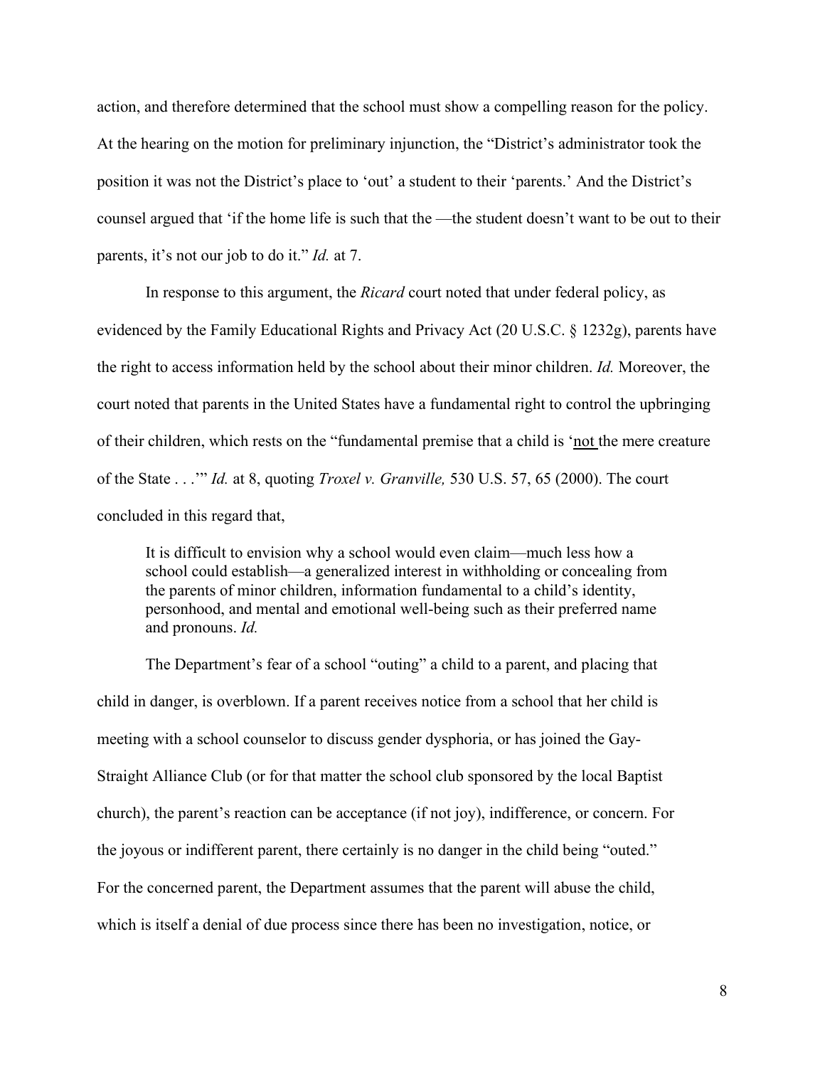action, and therefore determined that the school must show a compelling reason for the policy. At the hearing on the motion for preliminary injunction, the "District's administrator took the position it was not the District's place to 'out' a student to their 'parents.' And the District's counsel argued that 'if the home life is such that the —the student doesn't want to be out to their parents, it's not our job to do it." *Id.* at 7.

In response to this argument, the *Ricard* court noted that under federal policy, as evidenced by the Family Educational Rights and Privacy Act (20 U.S.C. § 1232g), parents have the right to access information held by the school about their minor children. *Id.* Moreover, the court noted that parents in the United States have a fundamental right to control the upbringing of their children, which rests on the "fundamental premise that a child is '<u>not</u> the mere creature of the State . . .'" *Id.* at 8, quoting *Troxel v. Granville,* 530 U.S. 57, 65 (2000). The court concluded in this regard that,

> It is difficult to envision why a school would even claim—much less how a school could establish—a generalized interest in withholding or concealing from the parents of minor children, information fundamental to a child's identity, personhood, and mental and emotional well-being such as their preferred name and pronouns. *Id.*

The Department's fear of a school "outing" a child to a parent, and placing that child in danger, is overblown. If a parent receives notice from a school that her child is meeting with a school counselor to discuss gender dysphoria, or has joined the Gay-Straight Alliance Club (or for that matter the school club sponsored by the local Baptist church), the parent's reaction can be acceptance (if not joy), indifference, or concern. For the joyous or indifferent parent, there certainly is no danger in the child being "outed." For the concerned parent, the Department assumes that the parent will abuse the child, which is itself a denial of due process since there has been no investigation, notice, or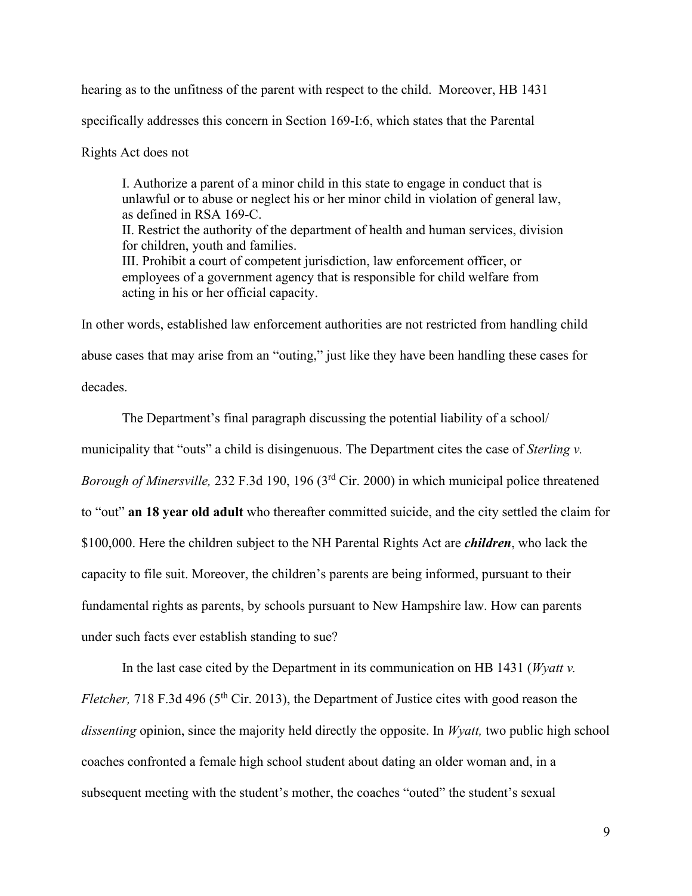hearing as to the unfitness of the parent with respect to the child. Moreover, HB 1431 specifically addresses this concern in Section 169-I:6, which states that the Parental Rights Act does not

> I. Authorize a parent of a minor child in this state to engage in conduct that is unlawful or to abuse or neglect his or her minor child in violation of general law, as defined in RSA 169-C.
> II. Restrict the authority of the department of health and human services, division for children, youth and families.
> III. Prohibit a court of competent jurisdiction, law enforcement officer, or employees of a government agency that is responsible for child welfare from acting in his or her official capacity.

In other words, established law enforcement authorities are not restricted from handling child abuse cases that may arise from an "outing," just like they have been handling these cases for decades.

The Department's final paragraph discussing the potential liability of a school/ municipality that "outs" a child is disingenuous. The Department cites the case of *Sterling v. Borough of Minersville,* 232 F.3d 190, 196 (3rd Cir. 2000) in which municipal police threatened to "out" **an 18 year old adult** who thereafter committed suicide, and the city settled the claim for $100,000. Here the children subject to the NH Parental Rights Act are ***children***, who lack the capacity to file suit. Moreover, the children's parents are being informed, pursuant to their fundamental rights as parents, by schools pursuant to New Hampshire law. How can parents under such facts ever establish standing to sue?

In the last case cited by the Department in its communication on HB 1431 (*Wyatt v. Fletcher,* 718 F.3d 496 (5th Cir. 2013), the Department of Justice cites with good reason the *dissenting* opinion, since the majority held directly the opposite. In *Wyatt,* two public high school coaches confronted a female high school student about dating an older woman and, in a subsequent meeting with the student's mother, the coaches "outed" the student's sexual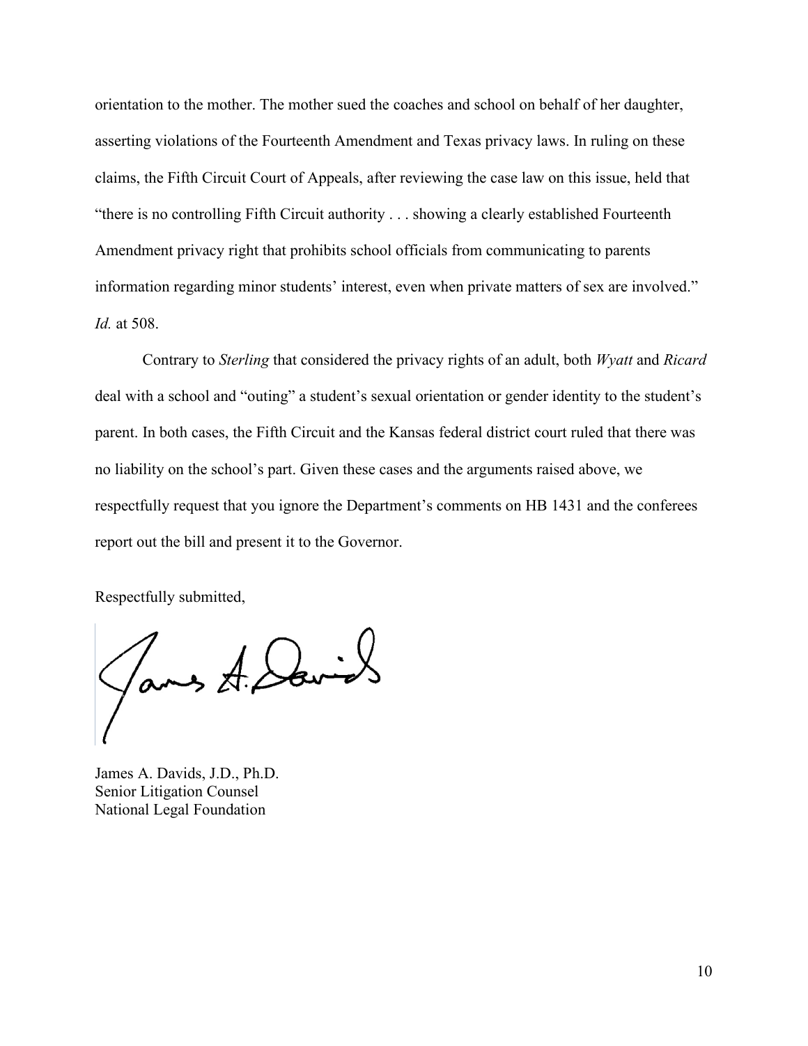orientation to the mother. The mother sued the coaches and school on behalf of her daughter, asserting violations of the Fourteenth Amendment and Texas privacy laws. In ruling on these claims, the Fifth Circuit Court of Appeals, after reviewing the case law on this issue, held that "there is no controlling Fifth Circuit authority . . . showing a clearly established Fourteenth Amendment privacy right that prohibits school officials from communicating to parents information regarding minor students' interest, even when private matters of sex are involved." *Id.* at 508.

Contrary to *Sterling* that considered the privacy rights of an adult, both *Wyatt* and *Ricard* deal with a school and "outing" a student's sexual orientation or gender identity to the student's parent. In both cases, the Fifth Circuit and the Kansas federal district court ruled that there was no liability on the school's part. Given these cases and the arguments raised above, we respectfully request that you ignore the Department's comments on HB 1431 and the conferees report out the bill and present it to the Governor.

Respectfully submitted,

James A. Davids, J.D., Ph.D.
Senior Litigation Counsel
National Legal Foundation